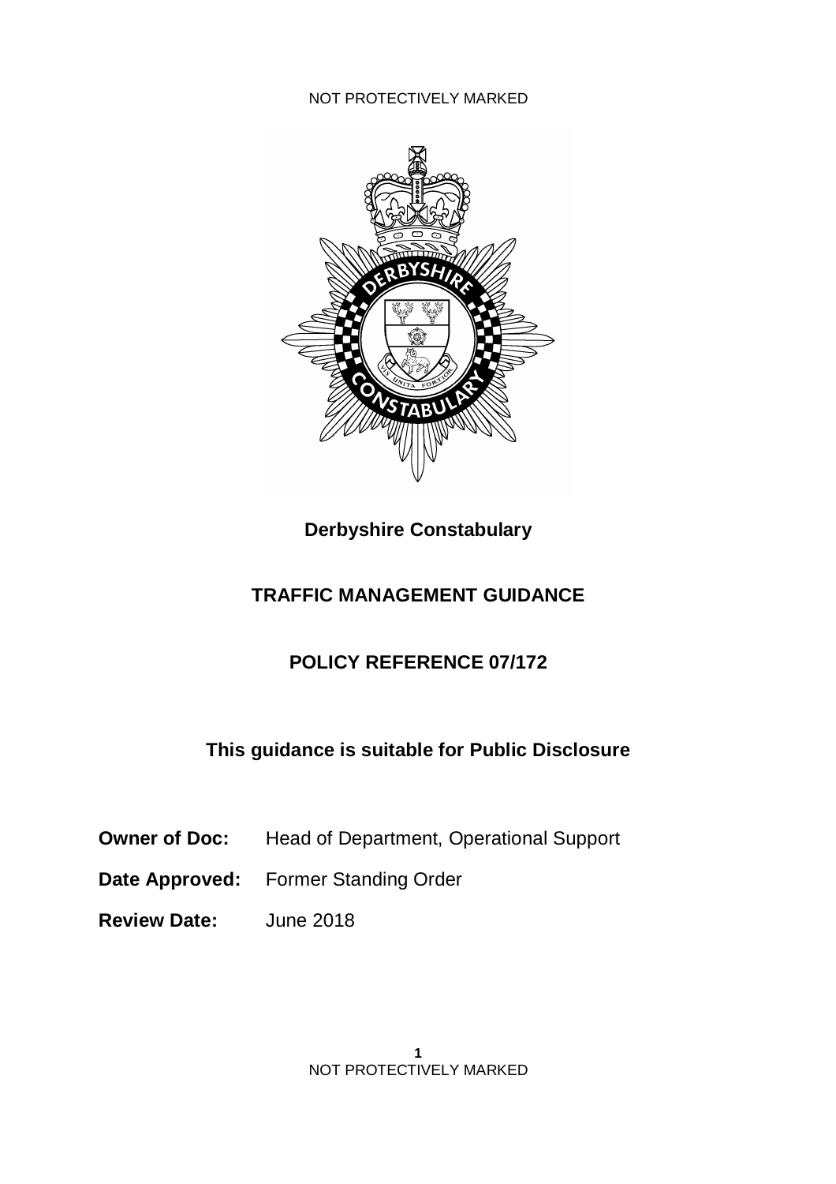NOT PROTECTIVELY MARKED

**Derbyshire Constabulary**

# TRAFFIC MANAGEMENT GUIDANCE

## POLICY REFERENCE 07/172

**This guidance is suitable for Public Disclosure**

**Owner of Doc:** Head of Department, Operational Support

**Date Approved:** Former Standing Order

**Review Date:** June 2018

NOT PROTECTIVELY MARKED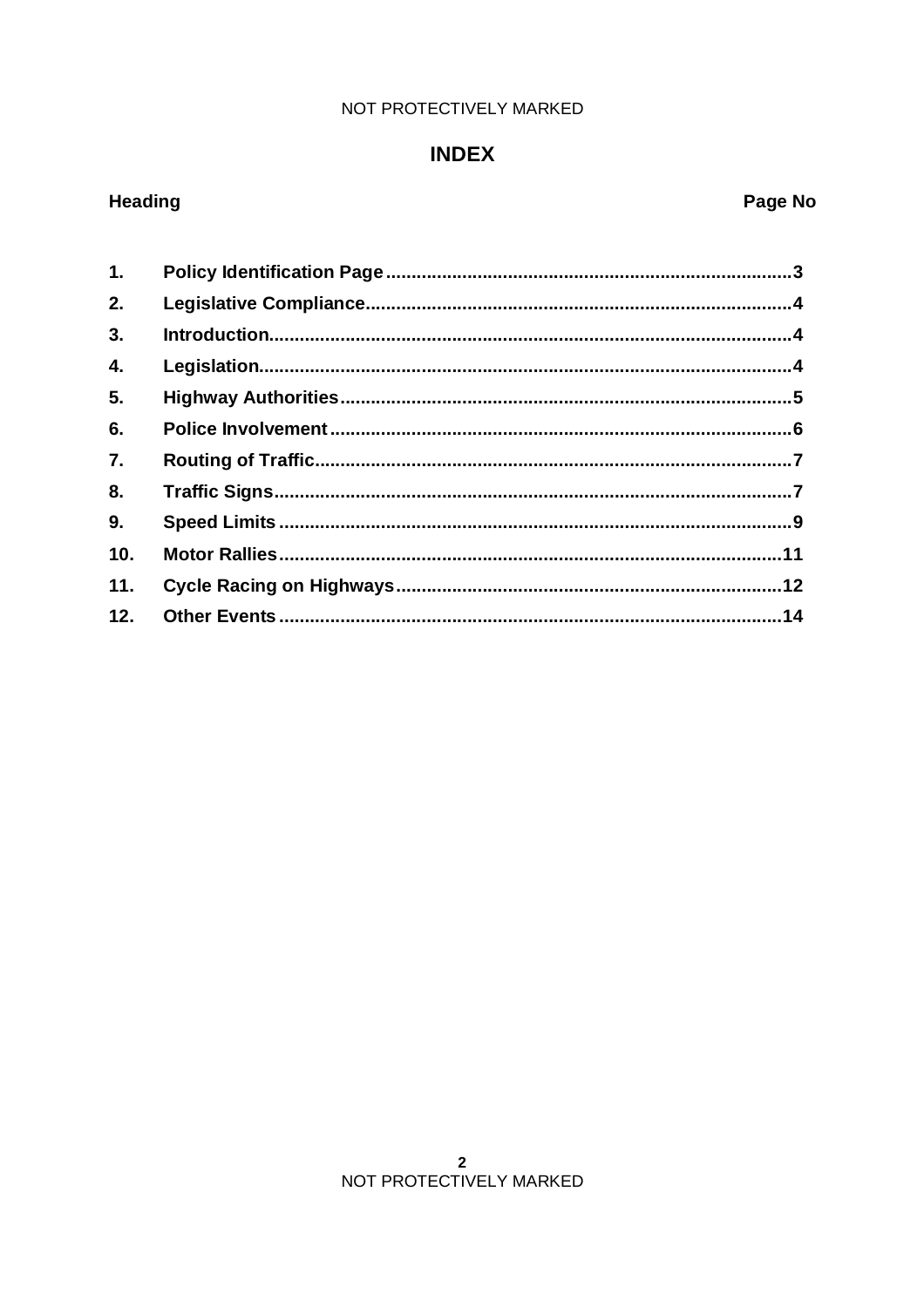# INDEX

| Heading | | Page No |
|---|---|---|
| 1. | Policy Identification Page | 3 |
| 2. | Legislative Compliance | 4 |
| 3. | Introduction | 4 |
| 4. | Legislation | 4 |
| 5. | Highway Authorities | 5 |
| 6. | Police Involvement | 6 |
| 7. | Routing of Traffic | 7 |
| 8. | Traffic Signs | 7 |
| 9. | Speed Limits | 9 |
| 10. | Motor Rallies | 11 |
| 11. | Cycle Racing on Highways | 12 |
| 12. | Other Events | 14 |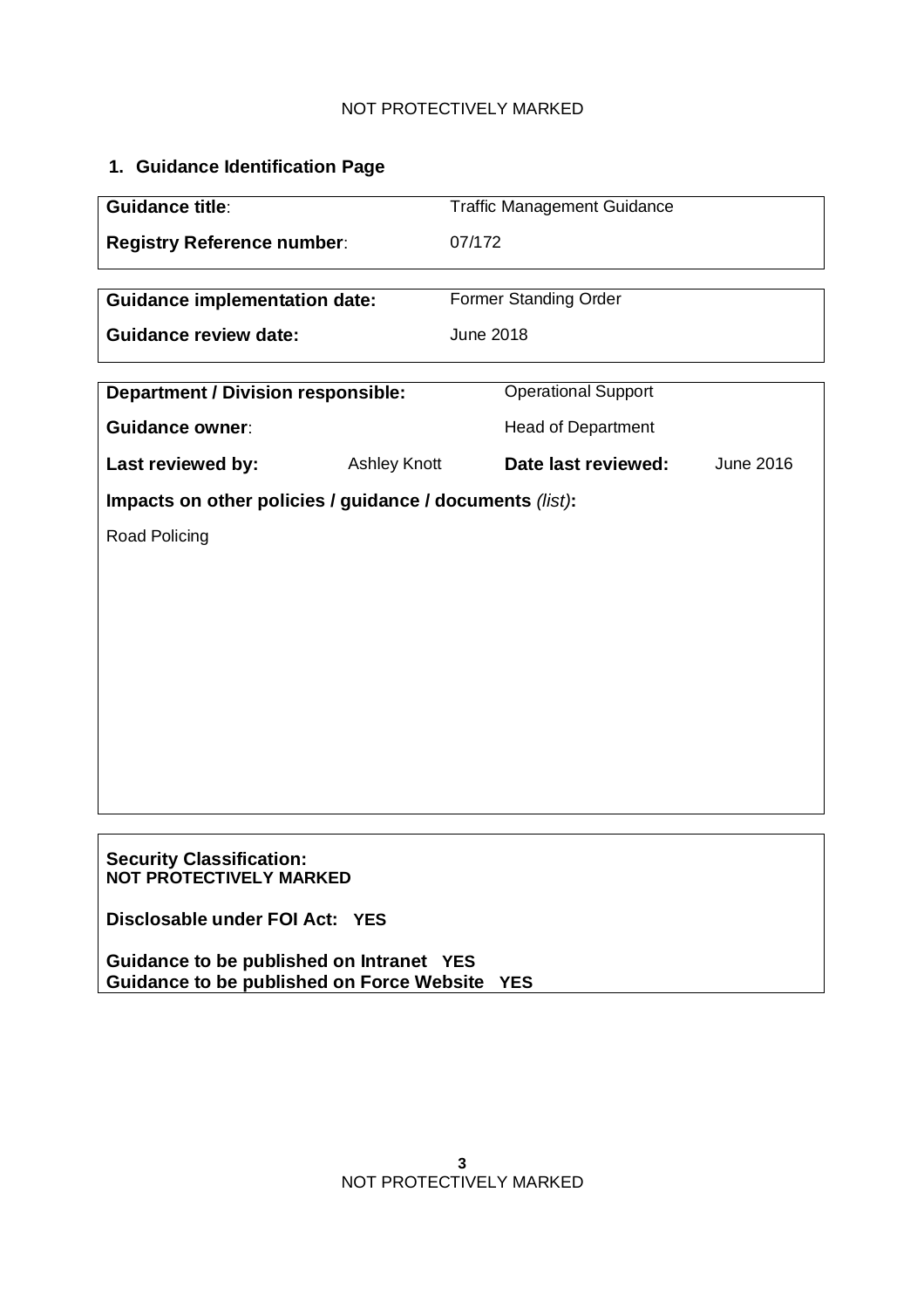## 1. Guidance Identification Page

| | |
|---|---|
| **Guidance title**: | Traffic Management Guidance |
| **Registry Reference number**: | 07/172 |

| | |
|---|---|
| **Guidance implementation date:** | Former Standing Order |
| **Guidance review date:** | June 2018 |

| | | | |
|---|---|---|---|
| **Department / Division responsible:** | | Operational Support | |
| **Guidance owner**: | | Head of Department | |
| **Last reviewed by:** | Ashley Knott | **Date last reviewed:** | June 2016 |

**Impacts on other policies / guidance / documents** *(list)***:**

Road Policing

**Security Classification:**
**NOT PROTECTIVELY MARKED**

**Disclosable under FOI Act: YES**

**Guidance to be published on Intranet YES**
**Guidance to be published on Force Website YES**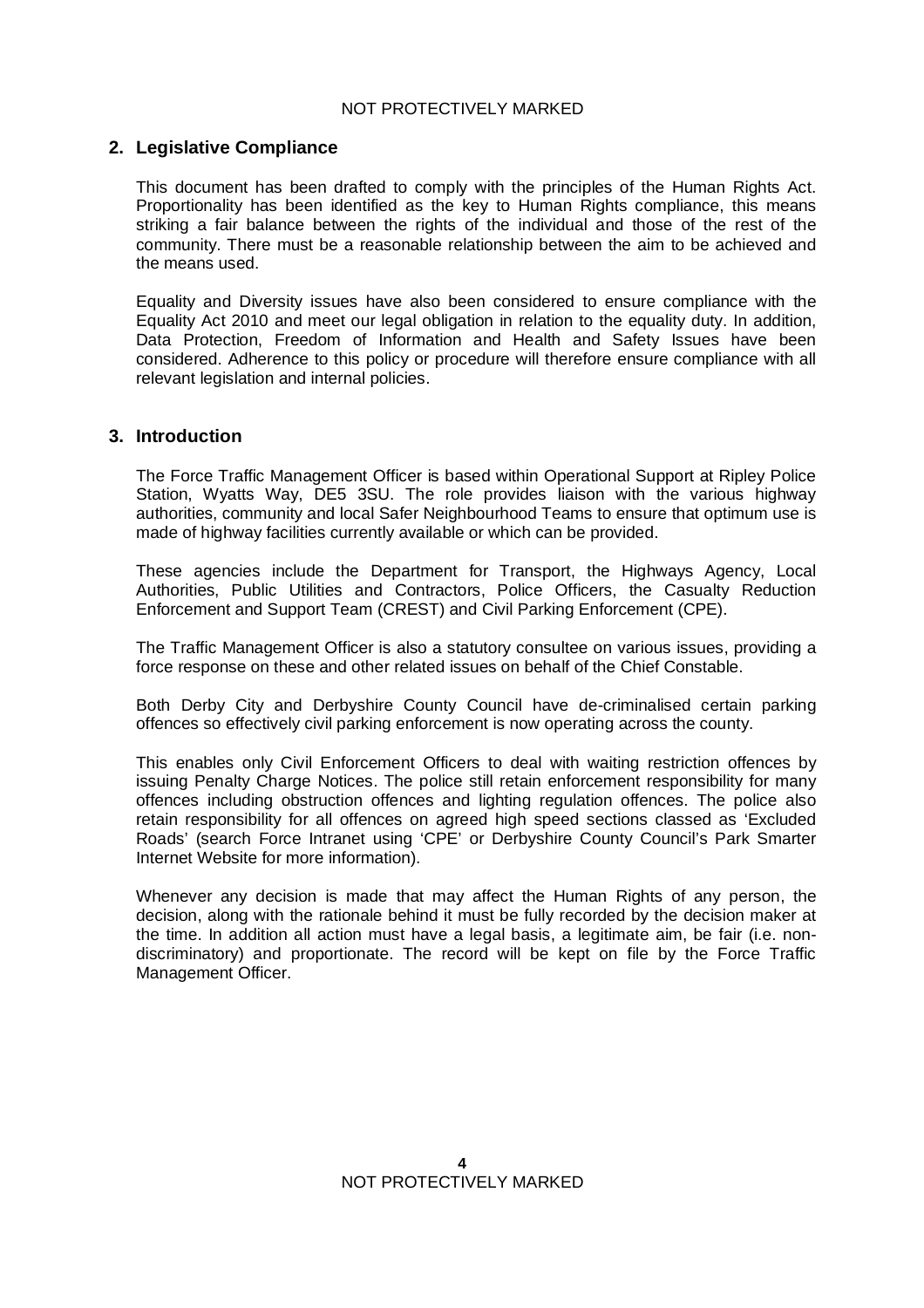## 2. Legislative Compliance

This document has been drafted to comply with the principles of the Human Rights Act. Proportionality has been identified as the key to Human Rights compliance, this means striking a fair balance between the rights of the individual and those of the rest of the community. There must be a reasonable relationship between the aim to be achieved and the means used.

Equality and Diversity issues have also been considered to ensure compliance with the Equality Act 2010 and meet our legal obligation in relation to the equality duty. In addition, Data Protection, Freedom of Information and Health and Safety Issues have been considered. Adherence to this policy or procedure will therefore ensure compliance with all relevant legislation and internal policies.

## 3. Introduction

The Force Traffic Management Officer is based within Operational Support at Ripley Police Station, Wyatts Way, DE5 3SU. The role provides liaison with the various highway authorities, community and local Safer Neighbourhood Teams to ensure that optimum use is made of highway facilities currently available or which can be provided.

These agencies include the Department for Transport, the Highways Agency, Local Authorities, Public Utilities and Contractors, Police Officers, the Casualty Reduction Enforcement and Support Team (CREST) and Civil Parking Enforcement (CPE).

The Traffic Management Officer is also a statutory consultee on various issues, providing a force response on these and other related issues on behalf of the Chief Constable.

Both Derby City and Derbyshire County Council have de-criminalised certain parking offences so effectively civil parking enforcement is now operating across the county.

This enables only Civil Enforcement Officers to deal with waiting restriction offences by issuing Penalty Charge Notices. The police still retain enforcement responsibility for many offences including obstruction offences and lighting regulation offences. The police also retain responsibility for all offences on agreed high speed sections classed as 'Excluded Roads' (search Force Intranet using 'CPE' or Derbyshire County Council's Park Smarter Internet Website for more information).

Whenever any decision is made that may affect the Human Rights of any person, the decision, along with the rationale behind it must be fully recorded by the decision maker at the time. In addition all action must have a legal basis, a legitimate aim, be fair (i.e. non-discriminatory) and proportionate. The record will be kept on file by the Force Traffic Management Officer.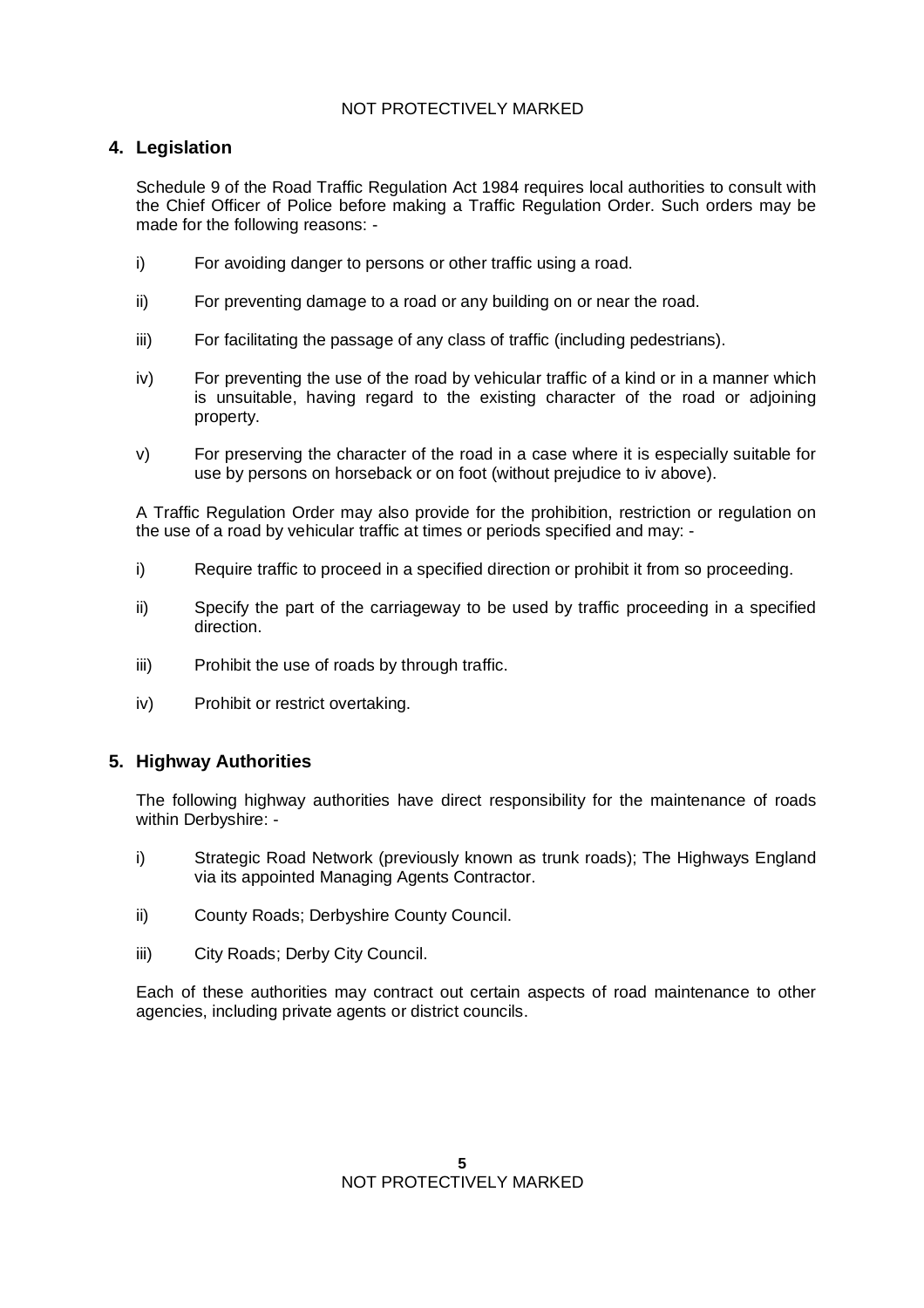## 4. Legislation

Schedule 9 of the Road Traffic Regulation Act 1984 requires local authorities to consult with the Chief Officer of Police before making a Traffic Regulation Order. Such orders may be made for the following reasons: -

i) For avoiding danger to persons or other traffic using a road.

ii) For preventing damage to a road or any building on or near the road.

iii) For facilitating the passage of any class of traffic (including pedestrians).

iv) For preventing the use of the road by vehicular traffic of a kind or in a manner which is unsuitable, having regard to the existing character of the road or adjoining property.

v) For preserving the character of the road in a case where it is especially suitable for use by persons on horseback or on foot (without prejudice to iv above).

A Traffic Regulation Order may also provide for the prohibition, restriction or regulation on the use of a road by vehicular traffic at times or periods specified and may: -

i) Require traffic to proceed in a specified direction or prohibit it from so proceeding.

ii) Specify the part of the carriageway to be used by traffic proceeding in a specified direction.

iii) Prohibit the use of roads by through traffic.

iv) Prohibit or restrict overtaking.

## 5. Highway Authorities

The following highway authorities have direct responsibility for the maintenance of roads within Derbyshire: -

i) Strategic Road Network (previously known as trunk roads); The Highways England via its appointed Managing Agents Contractor.

ii) County Roads; Derbyshire County Council.

iii) City Roads; Derby City Council.

Each of these authorities may contract out certain aspects of road maintenance to other agencies, including private agents or district councils.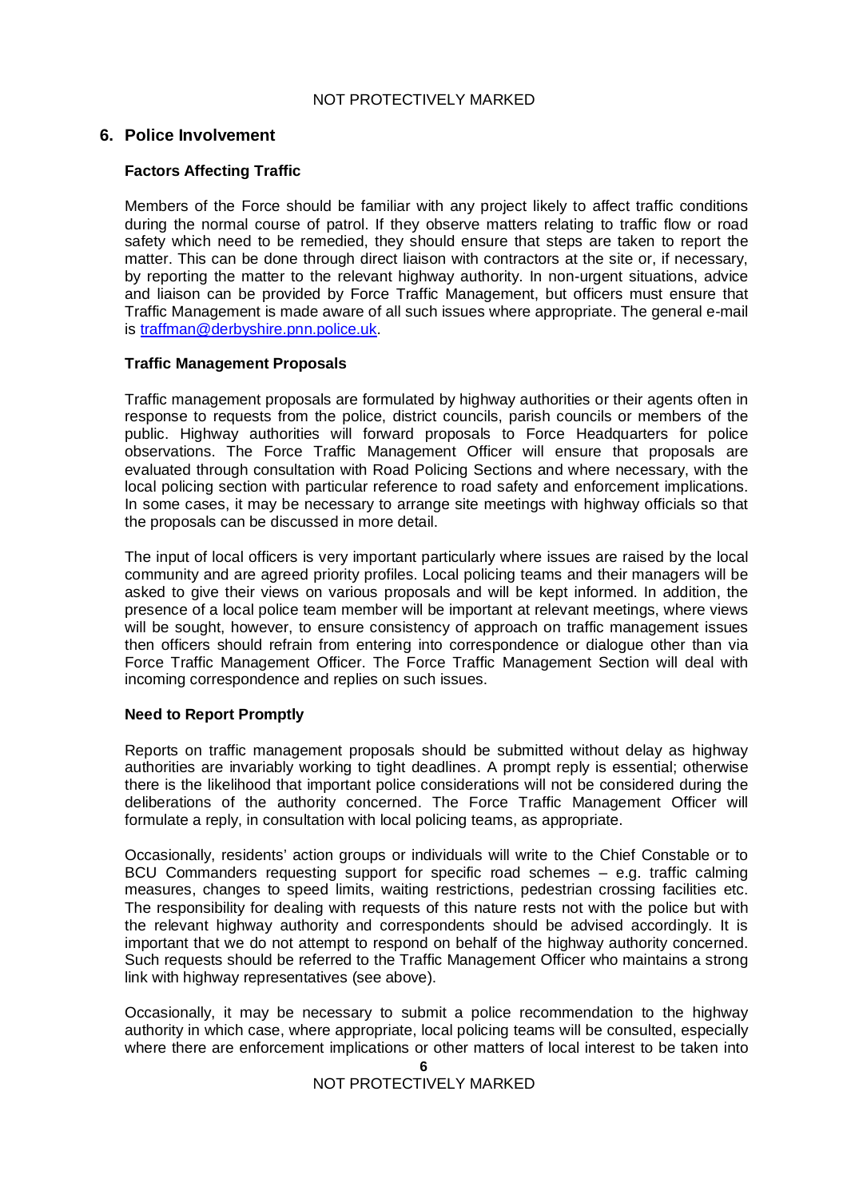## 6. Police Involvement

### Factors Affecting Traffic

Members of the Force should be familiar with any project likely to affect traffic conditions during the normal course of patrol. If they observe matters relating to traffic flow or road safety which need to be remedied, they should ensure that steps are taken to report the matter. This can be done through direct liaison with contractors at the site or, if necessary, by reporting the matter to the relevant highway authority. In non-urgent situations, advice and liaison can be provided by Force Traffic Management, but officers must ensure that Traffic Management is made aware of all such issues where appropriate. The general e-mail is traffman@derbyshire.pnn.police.uk.

### Traffic Management Proposals

Traffic management proposals are formulated by highway authorities or their agents often in response to requests from the police, district councils, parish councils or members of the public. Highway authorities will forward proposals to Force Headquarters for police observations. The Force Traffic Management Officer will ensure that proposals are evaluated through consultation with Road Policing Sections and where necessary, with the local policing section with particular reference to road safety and enforcement implications. In some cases, it may be necessary to arrange site meetings with highway officials so that the proposals can be discussed in more detail.

The input of local officers is very important particularly where issues are raised by the local community and are agreed priority profiles. Local policing teams and their managers will be asked to give their views on various proposals and will be kept informed. In addition, the presence of a local police team member will be important at relevant meetings, where views will be sought, however, to ensure consistency of approach on traffic management issues then officers should refrain from entering into correspondence or dialogue other than via Force Traffic Management Officer. The Force Traffic Management Section will deal with incoming correspondence and replies on such issues.

### Need to Report Promptly

Reports on traffic management proposals should be submitted without delay as highway authorities are invariably working to tight deadlines. A prompt reply is essential; otherwise there is the likelihood that important police considerations will not be considered during the deliberations of the authority concerned. The Force Traffic Management Officer will formulate a reply, in consultation with local policing teams, as appropriate.

Occasionally, residents' action groups or individuals will write to the Chief Constable or to BCU Commanders requesting support for specific road schemes – e.g. traffic calming measures, changes to speed limits, waiting restrictions, pedestrian crossing facilities etc. The responsibility for dealing with requests of this nature rests not with the police but with the relevant highway authority and correspondents should be advised accordingly. It is important that we do not attempt to respond on behalf of the highway authority concerned. Such requests should be referred to the Traffic Management Officer who maintains a strong link with highway representatives (see above).

Occasionally, it may be necessary to submit a police recommendation to the highway authority in which case, where appropriate, local policing teams will be consulted, especially where there are enforcement implications or other matters of local interest to be taken into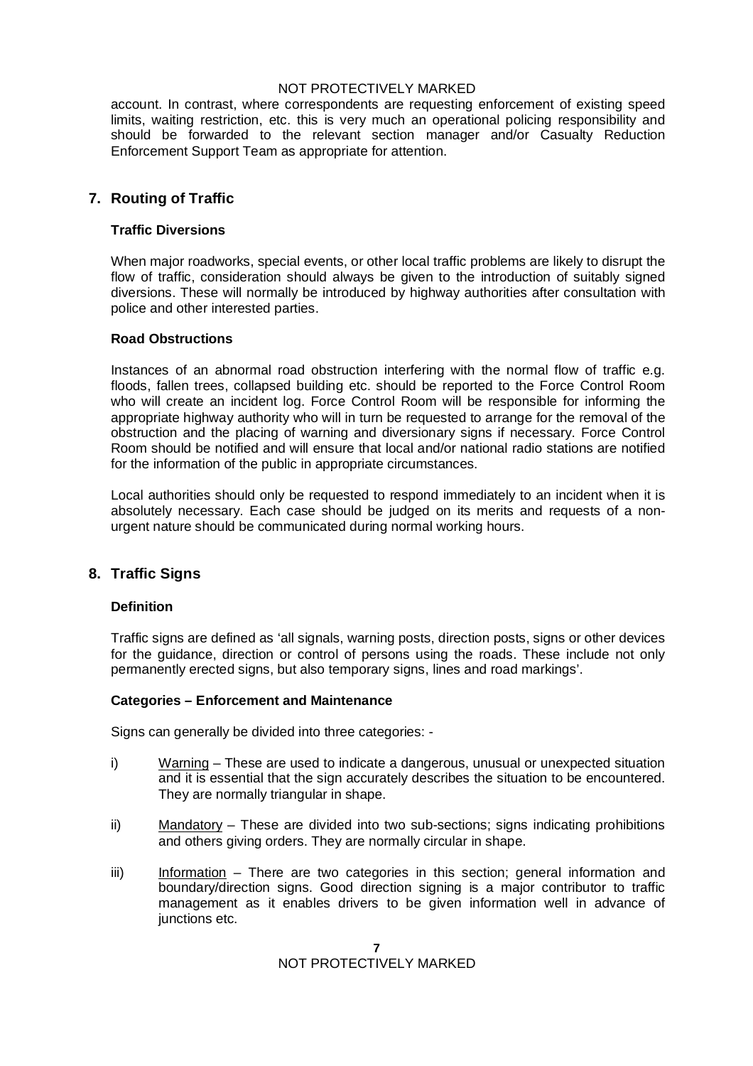account. In contrast, where correspondents are requesting enforcement of existing speed limits, waiting restriction, etc. this is very much an operational policing responsibility and should be forwarded to the relevant section manager and/or Casualty Reduction Enforcement Support Team as appropriate for attention.

## 7. Routing of Traffic

### Traffic Diversions

When major roadworks, special events, or other local traffic problems are likely to disrupt the flow of traffic, consideration should always be given to the introduction of suitably signed diversions. These will normally be introduced by highway authorities after consultation with police and other interested parties.

### Road Obstructions

Instances of an abnormal road obstruction interfering with the normal flow of traffic e.g. floods, fallen trees, collapsed building etc. should be reported to the Force Control Room who will create an incident log. Force Control Room will be responsible for informing the appropriate highway authority who will in turn be requested to arrange for the removal of the obstruction and the placing of warning and diversionary signs if necessary. Force Control Room should be notified and will ensure that local and/or national radio stations are notified for the information of the public in appropriate circumstances.

Local authorities should only be requested to respond immediately to an incident when it is absolutely necessary. Each case should be judged on its merits and requests of a non-urgent nature should be communicated during normal working hours.

## 8. Traffic Signs

### Definition

Traffic signs are defined as 'all signals, warning posts, direction posts, signs or other devices for the guidance, direction or control of persons using the roads. These include not only permanently erected signs, but also temporary signs, lines and road markings'.

### Categories – Enforcement and Maintenance

Signs can generally be divided into three categories: -

i) Warning – These are used to indicate a dangerous, unusual or unexpected situation and it is essential that the sign accurately describes the situation to be encountered. They are normally triangular in shape.

ii) Mandatory – These are divided into two sub-sections; signs indicating prohibitions and others giving orders. They are normally circular in shape.

iii) Information – There are two categories in this section; general information and boundary/direction signs. Good direction signing is a major contributor to traffic management as it enables drivers to be given information well in advance of junctions etc.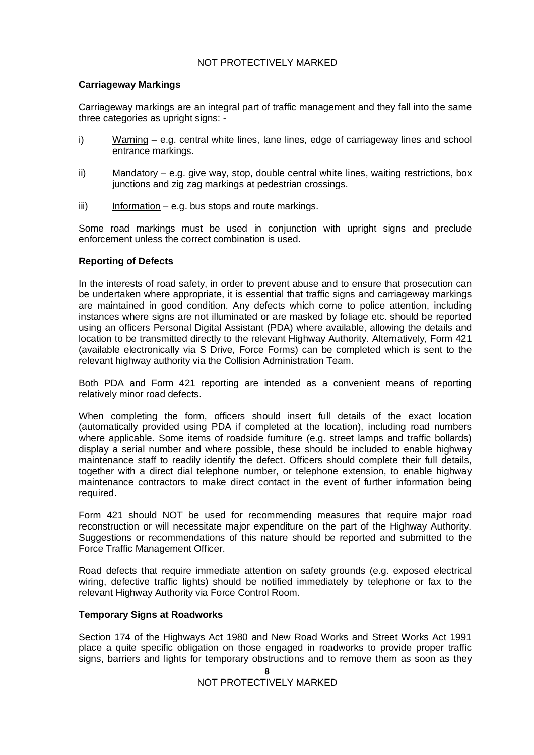**Carriageway Markings**

Carriageway markings are an integral part of traffic management and they fall into the same three categories as upright signs: -

i) Warning – e.g. central white lines, lane lines, edge of carriageway lines and school entrance markings.

ii) Mandatory – e.g. give way, stop, double central white lines, waiting restrictions, box junctions and zig zag markings at pedestrian crossings.

iii) Information – e.g. bus stops and route markings.

Some road markings must be used in conjunction with upright signs and preclude enforcement unless the correct combination is used.

**Reporting of Defects**

In the interests of road safety, in order to prevent abuse and to ensure that prosecution can be undertaken where appropriate, it is essential that traffic signs and carriageway markings are maintained in good condition. Any defects which come to police attention, including instances where signs are not illuminated or are masked by foliage etc. should be reported using an officers Personal Digital Assistant (PDA) where available, allowing the details and location to be transmitted directly to the relevant Highway Authority. Alternatively, Form 421 (available electronically via S Drive, Force Forms) can be completed which is sent to the relevant highway authority via the Collision Administration Team.

Both PDA and Form 421 reporting are intended as a convenient means of reporting relatively minor road defects.

When completing the form, officers should insert full details of the exact location (automatically provided using PDA if completed at the location), including road numbers where applicable. Some items of roadside furniture (e.g. street lamps and traffic bollards) display a serial number and where possible, these should be included to enable highway maintenance staff to readily identify the defect. Officers should complete their full details, together with a direct dial telephone number, or telephone extension, to enable highway maintenance contractors to make direct contact in the event of further information being required.

Form 421 should NOT be used for recommending measures that require major road reconstruction or will necessitate major expenditure on the part of the Highway Authority. Suggestions or recommendations of this nature should be reported and submitted to the Force Traffic Management Officer.

Road defects that require immediate attention on safety grounds (e.g. exposed electrical wiring, defective traffic lights) should be notified immediately by telephone or fax to the relevant Highway Authority via Force Control Room.

**Temporary Signs at Roadworks**

Section 174 of the Highways Act 1980 and New Road Works and Street Works Act 1991 place a quite specific obligation on those engaged in roadworks to provide proper traffic signs, barriers and lights for temporary obstructions and to remove them as soon as they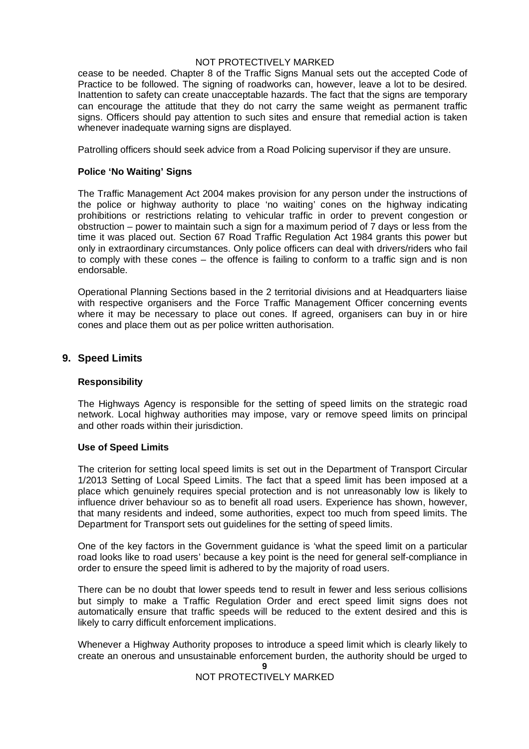cease to be needed. Chapter 8 of the Traffic Signs Manual sets out the accepted Code of Practice to be followed. The signing of roadworks can, however, leave a lot to be desired. Inattention to safety can create unacceptable hazards. The fact that the signs are temporary can encourage the attitude that they do not carry the same weight as permanent traffic signs. Officers should pay attention to such sites and ensure that remedial action is taken whenever inadequate warning signs are displayed.

Patrolling officers should seek advice from a Road Policing supervisor if they are unsure.

### Police 'No Waiting' Signs

The Traffic Management Act 2004 makes provision for any person under the instructions of the police or highway authority to place 'no waiting' cones on the highway indicating prohibitions or restrictions relating to vehicular traffic in order to prevent congestion or obstruction – power to maintain such a sign for a maximum period of 7 days or less from the time it was placed out. Section 67 Road Traffic Regulation Act 1984 grants this power but only in extraordinary circumstances. Only police officers can deal with drivers/riders who fail to comply with these cones – the offence is failing to conform to a traffic sign and is non endorsable.

Operational Planning Sections based in the 2 territorial divisions and at Headquarters liaise with respective organisers and the Force Traffic Management Officer concerning events where it may be necessary to place out cones. If agreed, organisers can buy in or hire cones and place them out as per police written authorisation.

## 9. Speed Limits

### Responsibility

The Highways Agency is responsible for the setting of speed limits on the strategic road network. Local highway authorities may impose, vary or remove speed limits on principal and other roads within their jurisdiction.

### Use of Speed Limits

The criterion for setting local speed limits is set out in the Department of Transport Circular 1/2013 Setting of Local Speed Limits. The fact that a speed limit has been imposed at a place which genuinely requires special protection and is not unreasonably low is likely to influence driver behaviour so as to benefit all road users. Experience has shown, however, that many residents and indeed, some authorities, expect too much from speed limits. The Department for Transport sets out guidelines for the setting of speed limits.

One of the key factors in the Government guidance is 'what the speed limit on a particular road looks like to road users' because a key point is the need for general self-compliance in order to ensure the speed limit is adhered to by the majority of road users.

There can be no doubt that lower speeds tend to result in fewer and less serious collisions but simply to make a Traffic Regulation Order and erect speed limit signs does not automatically ensure that traffic speeds will be reduced to the extent desired and this is likely to carry difficult enforcement implications.

Whenever a Highway Authority proposes to introduce a speed limit which is clearly likely to create an onerous and unsustainable enforcement burden, the authority should be urged to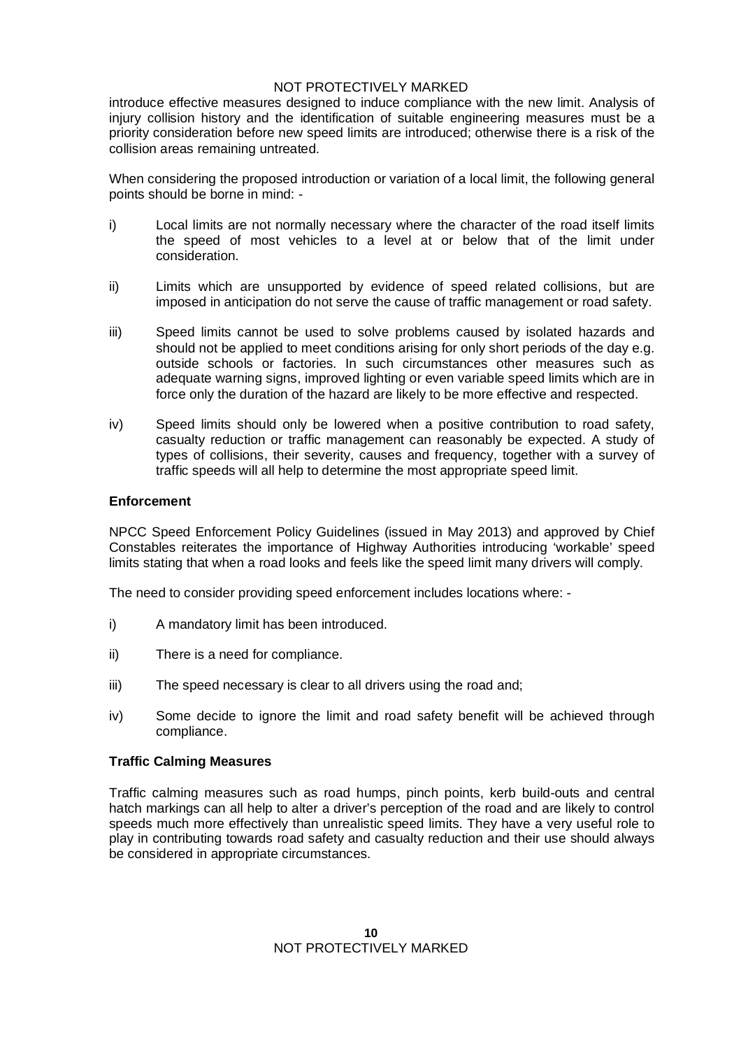introduce effective measures designed to induce compliance with the new limit. Analysis of injury collision history and the identification of suitable engineering measures must be a priority consideration before new speed limits are introduced; otherwise there is a risk of the collision areas remaining untreated.

When considering the proposed introduction or variation of a local limit, the following general points should be borne in mind: -

i) Local limits are not normally necessary where the character of the road itself limits the speed of most vehicles to a level at or below that of the limit under consideration.

ii) Limits which are unsupported by evidence of speed related collisions, but are imposed in anticipation do not serve the cause of traffic management or road safety.

iii) Speed limits cannot be used to solve problems caused by isolated hazards and should not be applied to meet conditions arising for only short periods of the day e.g. outside schools or factories. In such circumstances other measures such as adequate warning signs, improved lighting or even variable speed limits which are in force only the duration of the hazard are likely to be more effective and respected.

iv) Speed limits should only be lowered when a positive contribution to road safety, casualty reduction or traffic management can reasonably be expected. A study of types of collisions, their severity, causes and frequency, together with a survey of traffic speeds will all help to determine the most appropriate speed limit.

**Enforcement**

NPCC Speed Enforcement Policy Guidelines (issued in May 2013) and approved by Chief Constables reiterates the importance of Highway Authorities introducing 'workable' speed limits stating that when a road looks and feels like the speed limit many drivers will comply.

The need to consider providing speed enforcement includes locations where: -

i) A mandatory limit has been introduced.

ii) There is a need for compliance.

iii) The speed necessary is clear to all drivers using the road and;

iv) Some decide to ignore the limit and road safety benefit will be achieved through compliance.

**Traffic Calming Measures**

Traffic calming measures such as road humps, pinch points, kerb build-outs and central hatch markings can all help to alter a driver's perception of the road and are likely to control speeds much more effectively than unrealistic speed limits. They have a very useful role to play in contributing towards road safety and casualty reduction and their use should always be considered in appropriate circumstances.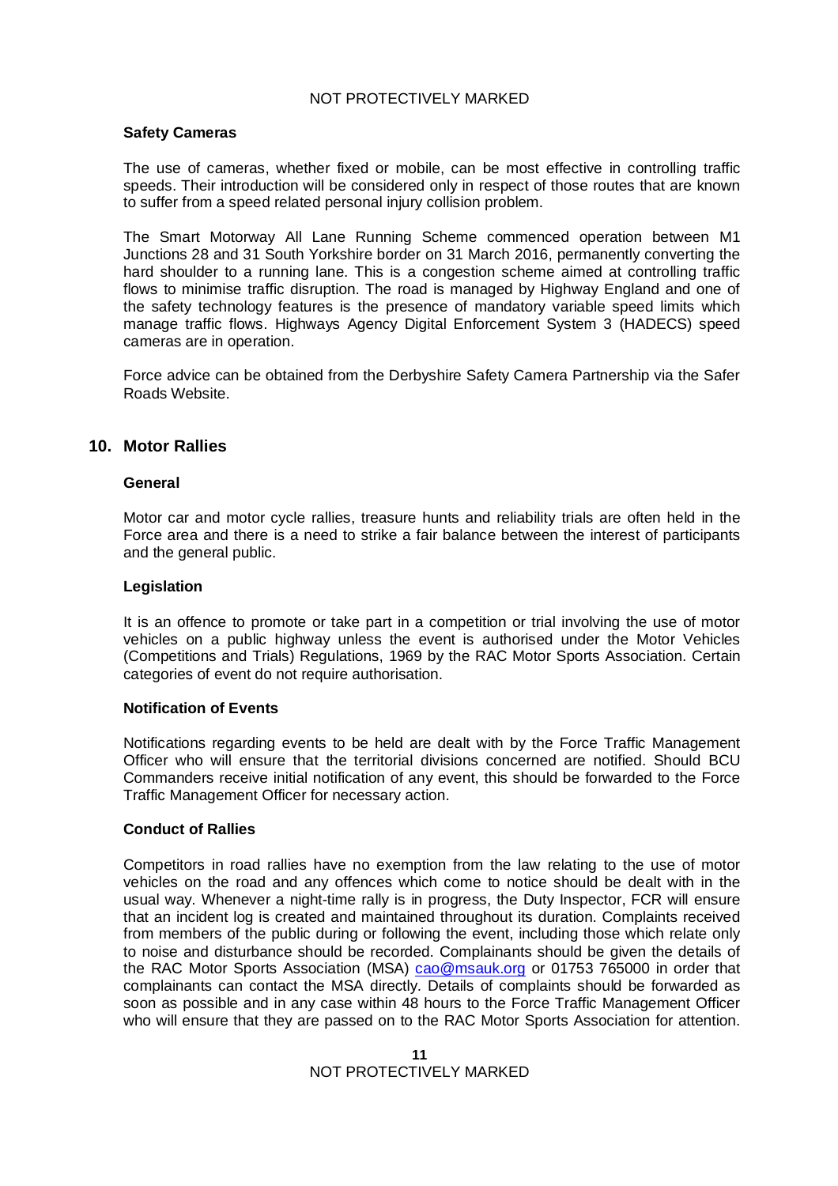**Safety Cameras**

The use of cameras, whether fixed or mobile, can be most effective in controlling traffic speeds. Their introduction will be considered only in respect of those routes that are known to suffer from a speed related personal injury collision problem.

The Smart Motorway All Lane Running Scheme commenced operation between M1 Junctions 28 and 31 South Yorkshire border on 31 March 2016, permanently converting the hard shoulder to a running lane. This is a congestion scheme aimed at controlling traffic flows to minimise traffic disruption. The road is managed by Highway England and one of the safety technology features is the presence of mandatory variable speed limits which manage traffic flows. Highways Agency Digital Enforcement System 3 (HADECS) speed cameras are in operation.

Force advice can be obtained from the Derbyshire Safety Camera Partnership via the Safer Roads Website.

## 10. Motor Rallies

**General**

Motor car and motor cycle rallies, treasure hunts and reliability trials are often held in the Force area and there is a need to strike a fair balance between the interest of participants and the general public.

**Legislation**

It is an offence to promote or take part in a competition or trial involving the use of motor vehicles on a public highway unless the event is authorised under the Motor Vehicles (Competitions and Trials) Regulations, 1969 by the RAC Motor Sports Association. Certain categories of event do not require authorisation.

**Notification of Events**

Notifications regarding events to be held are dealt with by the Force Traffic Management Officer who will ensure that the territorial divisions concerned are notified. Should BCU Commanders receive initial notification of any event, this should be forwarded to the Force Traffic Management Officer for necessary action.

**Conduct of Rallies**

Competitors in road rallies have no exemption from the law relating to the use of motor vehicles on the road and any offences which come to notice should be dealt with in the usual way. Whenever a night-time rally is in progress, the Duty Inspector, FCR will ensure that an incident log is created and maintained throughout its duration. Complaints received from members of the public during or following the event, including those which relate only to noise and disturbance should be recorded. Complainants should be given the details of the RAC Motor Sports Association (MSA) cao@msauk.org or 01753 765000 in order that complainants can contact the MSA directly. Details of complaints should be forwarded as soon as possible and in any case within 48 hours to the Force Traffic Management Officer who will ensure that they are passed on to the RAC Motor Sports Association for attention.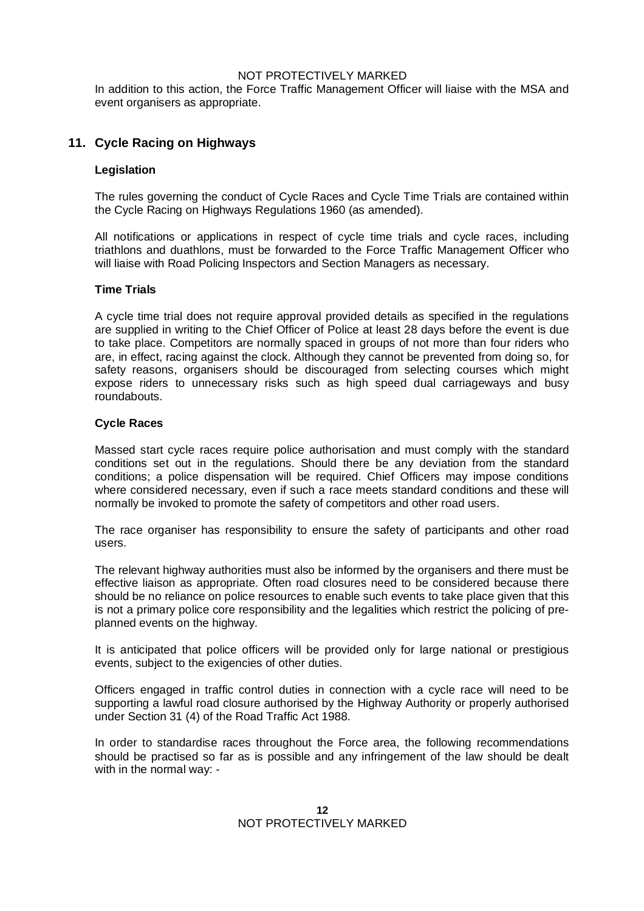In addition to this action, the Force Traffic Management Officer will liaise with the MSA and event organisers as appropriate.

## 11. Cycle Racing on Highways

### Legislation

The rules governing the conduct of Cycle Races and Cycle Time Trials are contained within the Cycle Racing on Highways Regulations 1960 (as amended).

All notifications or applications in respect of cycle time trials and cycle races, including triathlons and duathlons, must be forwarded to the Force Traffic Management Officer who will liaise with Road Policing Inspectors and Section Managers as necessary.

### Time Trials

A cycle time trial does not require approval provided details as specified in the regulations are supplied in writing to the Chief Officer of Police at least 28 days before the event is due to take place. Competitors are normally spaced in groups of not more than four riders who are, in effect, racing against the clock. Although they cannot be prevented from doing so, for safety reasons, organisers should be discouraged from selecting courses which might expose riders to unnecessary risks such as high speed dual carriageways and busy roundabouts.

### Cycle Races

Massed start cycle races require police authorisation and must comply with the standard conditions set out in the regulations. Should there be any deviation from the standard conditions; a police dispensation will be required. Chief Officers may impose conditions where considered necessary, even if such a race meets standard conditions and these will normally be invoked to promote the safety of competitors and other road users.

The race organiser has responsibility to ensure the safety of participants and other road users.

The relevant highway authorities must also be informed by the organisers and there must be effective liaison as appropriate. Often road closures need to be considered because there should be no reliance on police resources to enable such events to take place given that this is not a primary police core responsibility and the legalities which restrict the policing of pre-planned events on the highway.

It is anticipated that police officers will be provided only for large national or prestigious events, subject to the exigencies of other duties.

Officers engaged in traffic control duties in connection with a cycle race will need to be supporting a lawful road closure authorised by the Highway Authority or properly authorised under Section 31 (4) of the Road Traffic Act 1988.

In order to standardise races throughout the Force area, the following recommendations should be practised so far as is possible and any infringement of the law should be dealt with in the normal way: -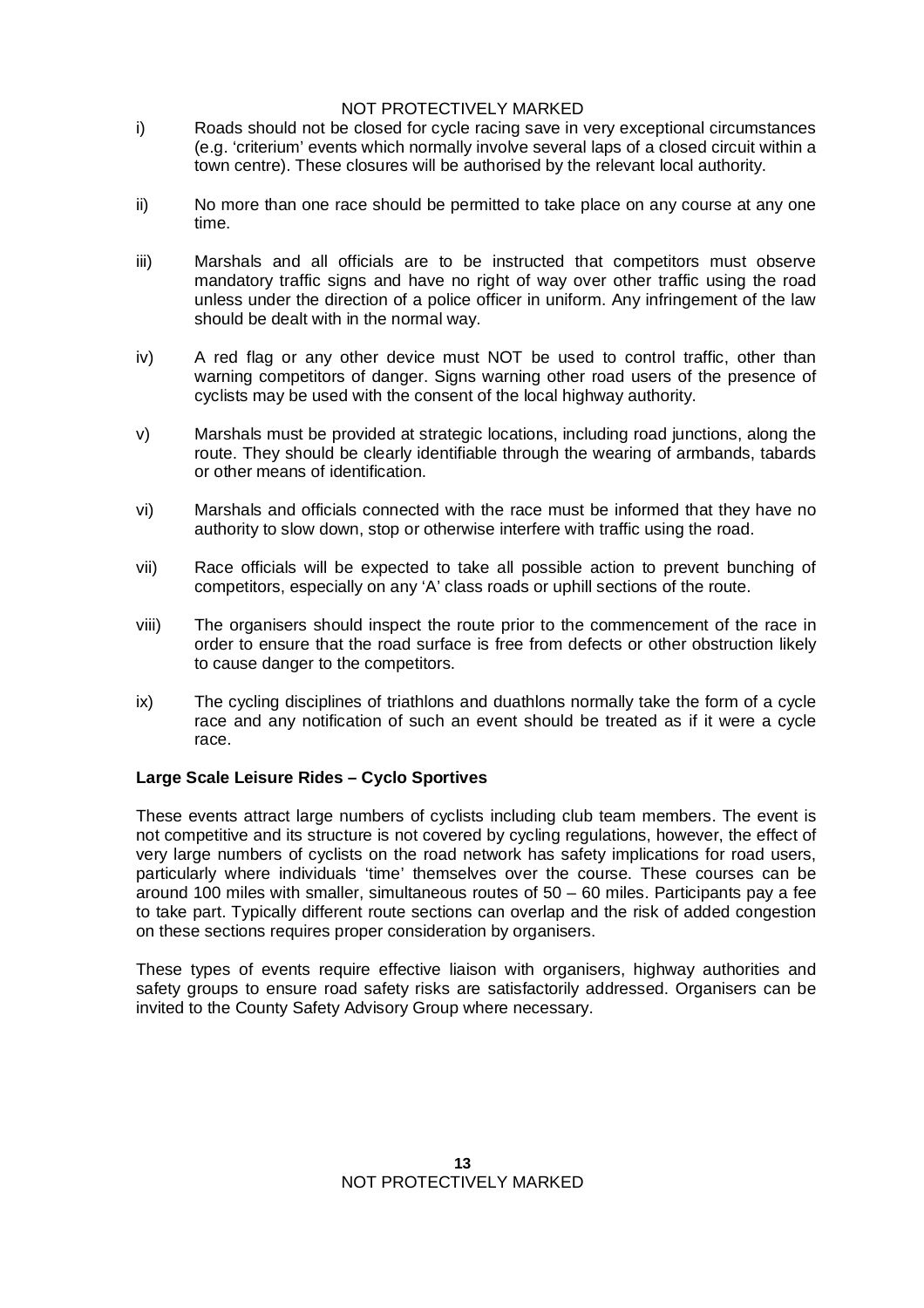i) Roads should not be closed for cycle racing save in very exceptional circumstances (e.g. 'criterium' events which normally involve several laps of a closed circuit within a town centre). These closures will be authorised by the relevant local authority.

ii) No more than one race should be permitted to take place on any course at any one time.

iii) Marshals and all officials are to be instructed that competitors must observe mandatory traffic signs and have no right of way over other traffic using the road unless under the direction of a police officer in uniform. Any infringement of the law should be dealt with in the normal way.

iv) A red flag or any other device must NOT be used to control traffic, other than warning competitors of danger. Signs warning other road users of the presence of cyclists may be used with the consent of the local highway authority.

v) Marshals must be provided at strategic locations, including road junctions, along the route. They should be clearly identifiable through the wearing of armbands, tabards or other means of identification.

vi) Marshals and officials connected with the race must be informed that they have no authority to slow down, stop or otherwise interfere with traffic using the road.

vii) Race officials will be expected to take all possible action to prevent bunching of competitors, especially on any 'A' class roads or uphill sections of the route.

viii) The organisers should inspect the route prior to the commencement of the race in order to ensure that the road surface is free from defects or other obstruction likely to cause danger to the competitors.

ix) The cycling disciplines of triathlons and duathlons normally take the form of a cycle race and any notification of such an event should be treated as if it were a cycle race.

**Large Scale Leisure Rides – Cyclo Sportives**

These events attract large numbers of cyclists including club team members. The event is not competitive and its structure is not covered by cycling regulations, however, the effect of very large numbers of cyclists on the road network has safety implications for road users, particularly where individuals 'time' themselves over the course. These courses can be around 100 miles with smaller, simultaneous routes of 50 – 60 miles. Participants pay a fee to take part. Typically different route sections can overlap and the risk of added congestion on these sections requires proper consideration by organisers.

These types of events require effective liaison with organisers, highway authorities and safety groups to ensure road safety risks are satisfactorily addressed. Organisers can be invited to the County Safety Advisory Group where necessary.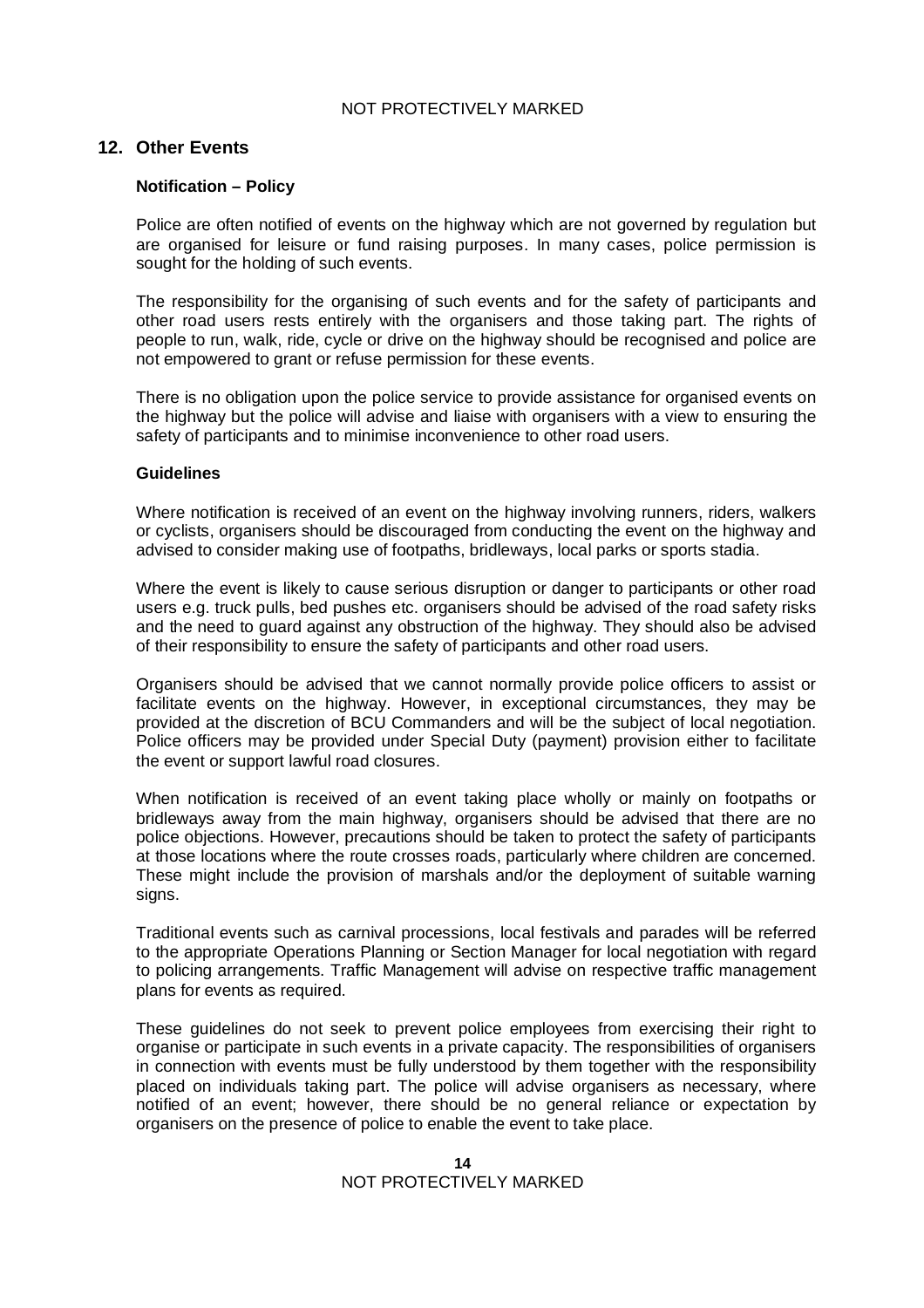## 12. Other Events

### Notification – Policy

Police are often notified of events on the highway which are not governed by regulation but are organised for leisure or fund raising purposes. In many cases, police permission is sought for the holding of such events.

The responsibility for the organising of such events and for the safety of participants and other road users rests entirely with the organisers and those taking part. The rights of people to run, walk, ride, cycle or drive on the highway should be recognised and police are not empowered to grant or refuse permission for these events.

There is no obligation upon the police service to provide assistance for organised events on the highway but the police will advise and liaise with organisers with a view to ensuring the safety of participants and to minimise inconvenience to other road users.

### Guidelines

Where notification is received of an event on the highway involving runners, riders, walkers or cyclists, organisers should be discouraged from conducting the event on the highway and advised to consider making use of footpaths, bridleways, local parks or sports stadia.

Where the event is likely to cause serious disruption or danger to participants or other road users e.g. truck pulls, bed pushes etc. organisers should be advised of the road safety risks and the need to guard against any obstruction of the highway. They should also be advised of their responsibility to ensure the safety of participants and other road users.

Organisers should be advised that we cannot normally provide police officers to assist or facilitate events on the highway. However, in exceptional circumstances, they may be provided at the discretion of BCU Commanders and will be the subject of local negotiation. Police officers may be provided under Special Duty (payment) provision either to facilitate the event or support lawful road closures.

When notification is received of an event taking place wholly or mainly on footpaths or bridleways away from the main highway, organisers should be advised that there are no police objections. However, precautions should be taken to protect the safety of participants at those locations where the route crosses roads, particularly where children are concerned. These might include the provision of marshals and/or the deployment of suitable warning signs.

Traditional events such as carnival processions, local festivals and parades will be referred to the appropriate Operations Planning or Section Manager for local negotiation with regard to policing arrangements. Traffic Management will advise on respective traffic management plans for events as required.

These guidelines do not seek to prevent police employees from exercising their right to organise or participate in such events in a private capacity. The responsibilities of organisers in connection with events must be fully understood by them together with the responsibility placed on individuals taking part. The police will advise organisers as necessary, where notified of an event; however, there should be no general reliance or expectation by organisers on the presence of police to enable the event to take place.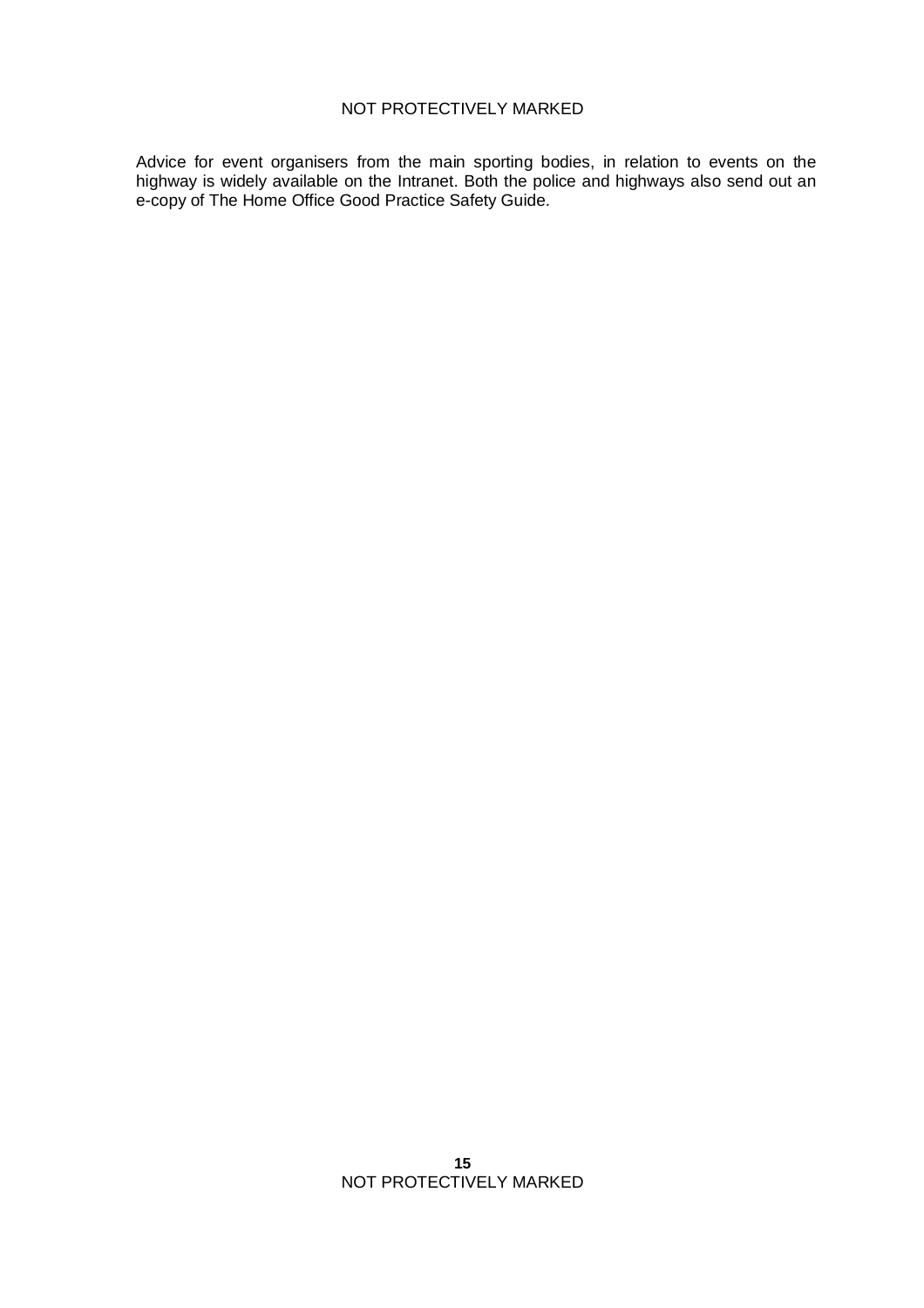Advice for event organisers from the main sporting bodies, in relation to events on the highway is widely available on the Intranet. Both the police and highways also send out an e-copy of The Home Office Good Practice Safety Guide.